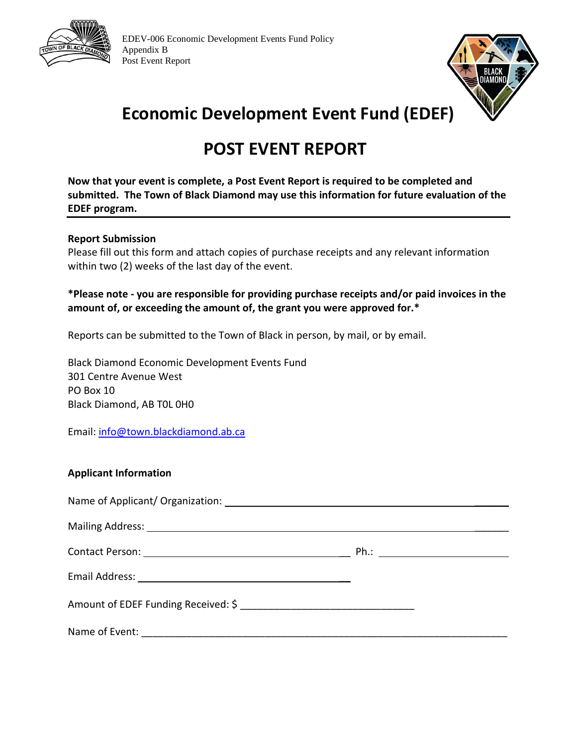EDEV-006 Economic Development Events Fund Policy
Appendix B
Post Event Report

# Economic Development Event Fund (EDEF)

# POST EVENT REPORT

**Now that your event is complete, a Post Event Report is required to be completed and submitted. The Town of Black Diamond may use this information for future evaluation of the EDEF program.**

**Report Submission**

Please fill out this form and attach copies of purchase receipts and any relevant information within two (2) weeks of the last day of the event.

***Please note - you are responsible for providing purchase receipts and/or paid invoices in the amount of, or exceeding the amount of, the grant you were approved for.***

Reports can be submitted to the Town of Black in person, by mail, or by email.

Black Diamond Economic Development Events Fund
301 Centre Avenue West
PO Box 10
Black Diamond, AB T0L 0H0

Email: info@town.blackdiamond.ab.ca

**Applicant Information**

Name of Applicant/ Organization: ______________________________

Mailing Address: ______________________________

Contact Person: ______________________________ Ph.: ______________

Email Address: ______________________________

Amount of EDEF Funding Received: $ ______________________________

Name of Event: ______________________________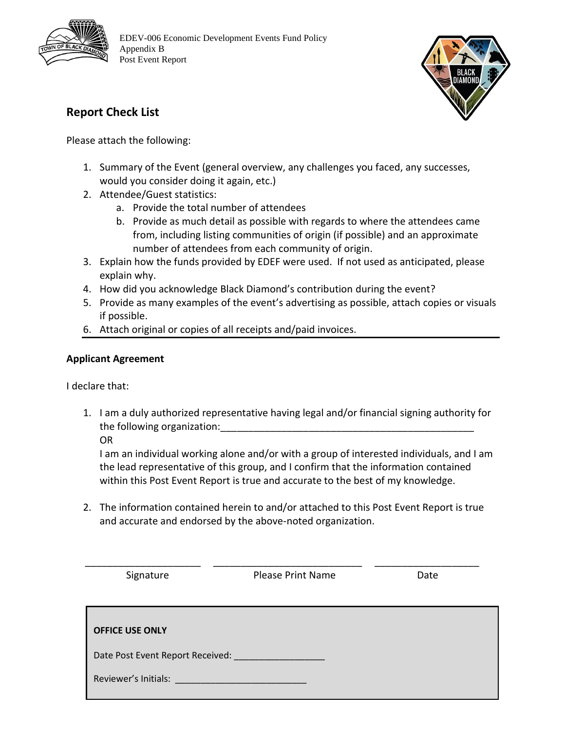EDEV-006 Economic Development Events Fund Policy
Appendix B
Post Event Report

## Report Check List

Please attach the following:

1. Summary of the Event (general overview, any challenges you faced, any successes, would you consider doing it again, etc.)
2. Attendee/Guest statistics:
   a. Provide the total number of attendees
   b. Provide as much detail as possible with regards to where the attendees came from, including listing communities of origin (if possible) and an approximate number of attendees from each community of origin.
3. Explain how the funds provided by EDEF were used. If not used as anticipated, please explain why.
4. How did you acknowledge Black Diamond's contribution during the event?
5. Provide as many examples of the event's advertising as possible, attach copies or visuals if possible.
6. Attach original or copies of all receipts and/paid invoices.

---

**Applicant Agreement**

I declare that:

1. I am a duly authorized representative having legal and/or financial signing authority for the following organization:_______________________________________________
   OR
   I am an individual working alone and/or with a group of interested individuals, and I am the lead representative of this group, and I confirm that the information contained within this Post Event Report is true and accurate to the best of my knowledge.

2. The information contained herein to and/or attached to this Post Event Report is true and accurate and endorsed by the above-noted organization.

| ______________________ | ____________________________ | ___________________ |
|---|---|---|
| Signature | Please Print Name | Date |

**OFFICE USE ONLY**

Date Post Event Report Received: _________________

Reviewer's Initials: _________________________